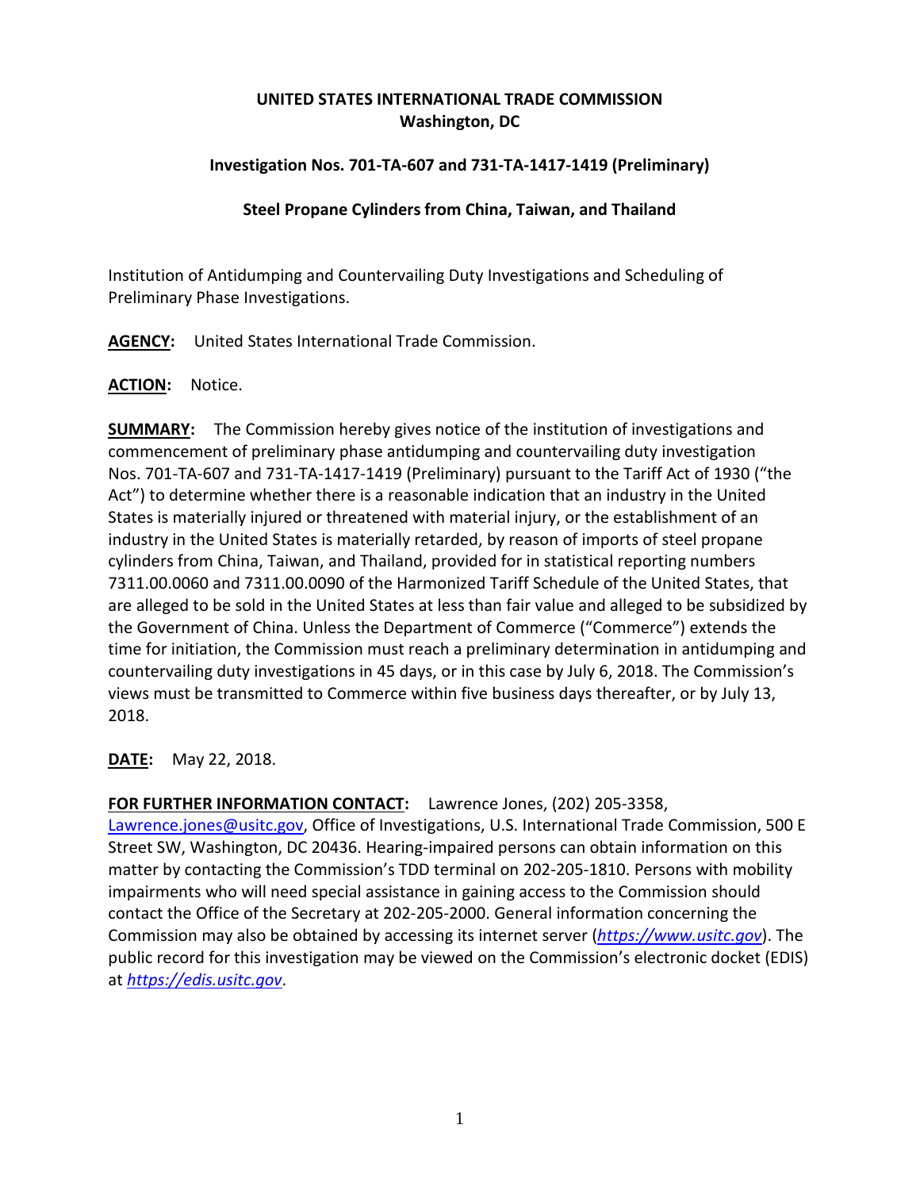**UNITED STATES INTERNATIONAL TRADE COMMISSION**
**Washington, DC**

**Investigation Nos. 701-TA-607 and 731-TA-1417-1419 (Preliminary)**

**Steel Propane Cylinders from China, Taiwan, and Thailand**

Institution of Antidumping and Countervailing Duty Investigations and Scheduling of Preliminary Phase Investigations.

**AGENCY:** United States International Trade Commission.

**ACTION:** Notice.

**SUMMARY:** The Commission hereby gives notice of the institution of investigations and commencement of preliminary phase antidumping and countervailing duty investigation Nos. 701-TA-607 and 731-TA-1417-1419 (Preliminary) pursuant to the Tariff Act of 1930 ("the Act") to determine whether there is a reasonable indication that an industry in the United States is materially injured or threatened with material injury, or the establishment of an industry in the United States is materially retarded, by reason of imports of steel propane cylinders from China, Taiwan, and Thailand, provided for in statistical reporting numbers 7311.00.0060 and 7311.00.0090 of the Harmonized Tariff Schedule of the United States, that are alleged to be sold in the United States at less than fair value and alleged to be subsidized by the Government of China. Unless the Department of Commerce ("Commerce") extends the time for initiation, the Commission must reach a preliminary determination in antidumping and countervailing duty investigations in 45 days, or in this case by July 6, 2018. The Commission's views must be transmitted to Commerce within five business days thereafter, or by July 13, 2018.

**DATE:** May 22, 2018.

**FOR FURTHER INFORMATION CONTACT:** Lawrence Jones, (202) 205-3358, Lawrence.jones@usitc.gov, Office of Investigations, U.S. International Trade Commission, 500 E Street SW, Washington, DC 20436. Hearing-impaired persons can obtain information on this matter by contacting the Commission's TDD terminal on 202-205-1810. Persons with mobility impairments who will need special assistance in gaining access to the Commission should contact the Office of the Secretary at 202-205-2000. General information concerning the Commission may also be obtained by accessing its internet server (*https://www.usitc.gov*). The public record for this investigation may be viewed on the Commission's electronic docket (EDIS) at *https://edis.usitc.gov*.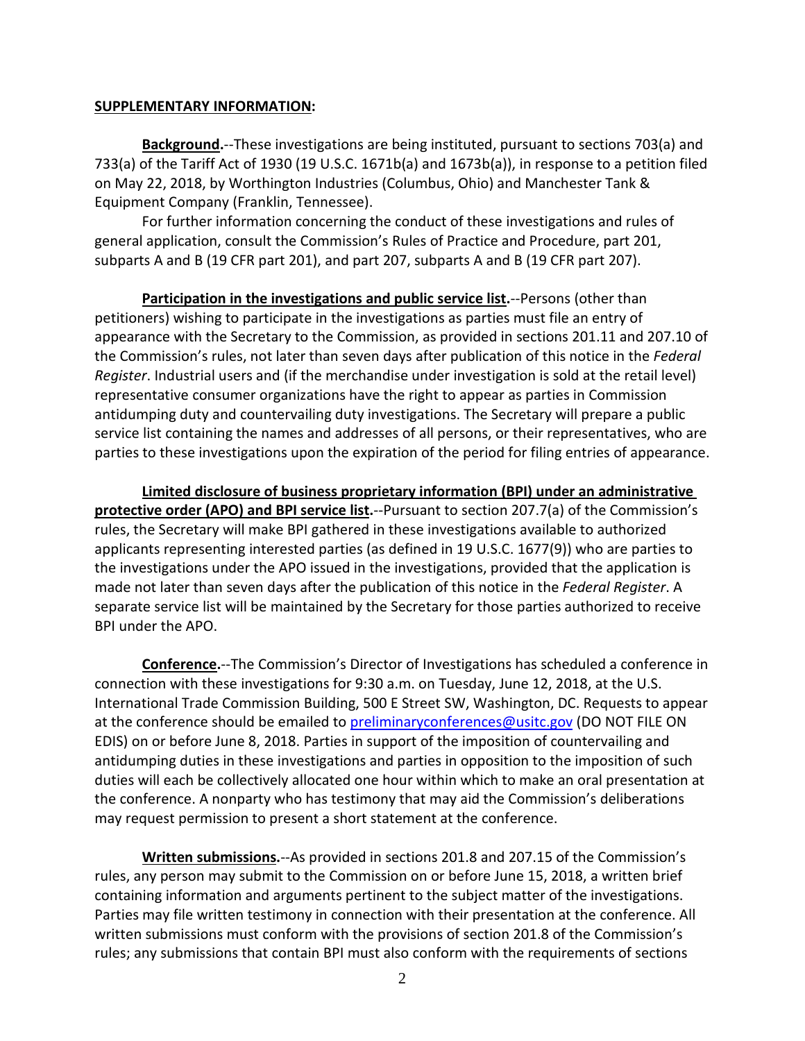**SUPPLEMENTARY INFORMATION:**

**Background.**--These investigations are being instituted, pursuant to sections 703(a) and 733(a) of the Tariff Act of 1930 (19 U.S.C. 1671b(a) and 1673b(a)), in response to a petition filed on May 22, 2018, by Worthington Industries (Columbus, Ohio) and Manchester Tank & Equipment Company (Franklin, Tennessee).

For further information concerning the conduct of these investigations and rules of general application, consult the Commission's Rules of Practice and Procedure, part 201, subparts A and B (19 CFR part 201), and part 207, subparts A and B (19 CFR part 207).

**Participation in the investigations and public service list.**--Persons (other than petitioners) wishing to participate in the investigations as parties must file an entry of appearance with the Secretary to the Commission, as provided in sections 201.11 and 207.10 of the Commission's rules, not later than seven days after publication of this notice in the *Federal Register*. Industrial users and (if the merchandise under investigation is sold at the retail level) representative consumer organizations have the right to appear as parties in Commission antidumping duty and countervailing duty investigations. The Secretary will prepare a public service list containing the names and addresses of all persons, or their representatives, who are parties to these investigations upon the expiration of the period for filing entries of appearance.

**Limited disclosure of business proprietary information (BPI) under an administrative protective order (APO) and BPI service list.**--Pursuant to section 207.7(a) of the Commission's rules, the Secretary will make BPI gathered in these investigations available to authorized applicants representing interested parties (as defined in 19 U.S.C. 1677(9)) who are parties to the investigations under the APO issued in the investigations, provided that the application is made not later than seven days after the publication of this notice in the *Federal Register*. A separate service list will be maintained by the Secretary for those parties authorized to receive BPI under the APO.

**Conference.**--The Commission's Director of Investigations has scheduled a conference in connection with these investigations for 9:30 a.m. on Tuesday, June 12, 2018, at the U.S. International Trade Commission Building, 500 E Street SW, Washington, DC. Requests to appear at the conference should be emailed to preliminaryconferences@usitc.gov (DO NOT FILE ON EDIS) on or before June 8, 2018. Parties in support of the imposition of countervailing and antidumping duties in these investigations and parties in opposition to the imposition of such duties will each be collectively allocated one hour within which to make an oral presentation at the conference. A nonparty who has testimony that may aid the Commission's deliberations may request permission to present a short statement at the conference.

**Written submissions.**--As provided in sections 201.8 and 207.15 of the Commission's rules, any person may submit to the Commission on or before June 15, 2018, a written brief containing information and arguments pertinent to the subject matter of the investigations. Parties may file written testimony in connection with their presentation at the conference. All written submissions must conform with the provisions of section 201.8 of the Commission's rules; any submissions that contain BPI must also conform with the requirements of sections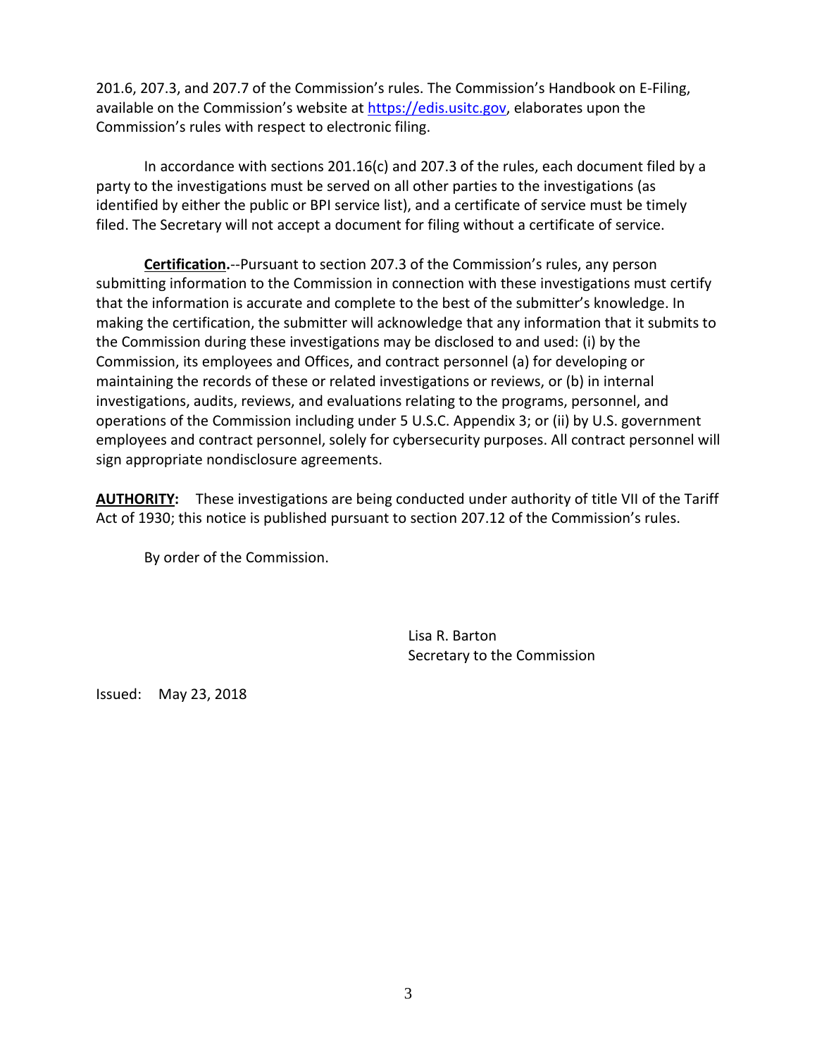201.6, 207.3, and 207.7 of the Commission's rules. The Commission's Handbook on E-Filing, available on the Commission's website at https://edis.usitc.gov, elaborates upon the Commission's rules with respect to electronic filing.

In accordance with sections 201.16(c) and 207.3 of the rules, each document filed by a party to the investigations must be served on all other parties to the investigations (as identified by either the public or BPI service list), and a certificate of service must be timely filed. The Secretary will not accept a document for filing without a certificate of service.

**Certification.**--Pursuant to section 207.3 of the Commission's rules, any person submitting information to the Commission in connection with these investigations must certify that the information is accurate and complete to the best of the submitter's knowledge. In making the certification, the submitter will acknowledge that any information that it submits to the Commission during these investigations may be disclosed to and used: (i) by the Commission, its employees and Offices, and contract personnel (a) for developing or maintaining the records of these or related investigations or reviews, or (b) in internal investigations, audits, reviews, and evaluations relating to the programs, personnel, and operations of the Commission including under 5 U.S.C. Appendix 3; or (ii) by U.S. government employees and contract personnel, solely for cybersecurity purposes. All contract personnel will sign appropriate nondisclosure agreements.

**AUTHORITY:** These investigations are being conducted under authority of title VII of the Tariff Act of 1930; this notice is published pursuant to section 207.12 of the Commission's rules.

By order of the Commission.

Lisa R. Barton
Secretary to the Commission

Issued: May 23, 2018